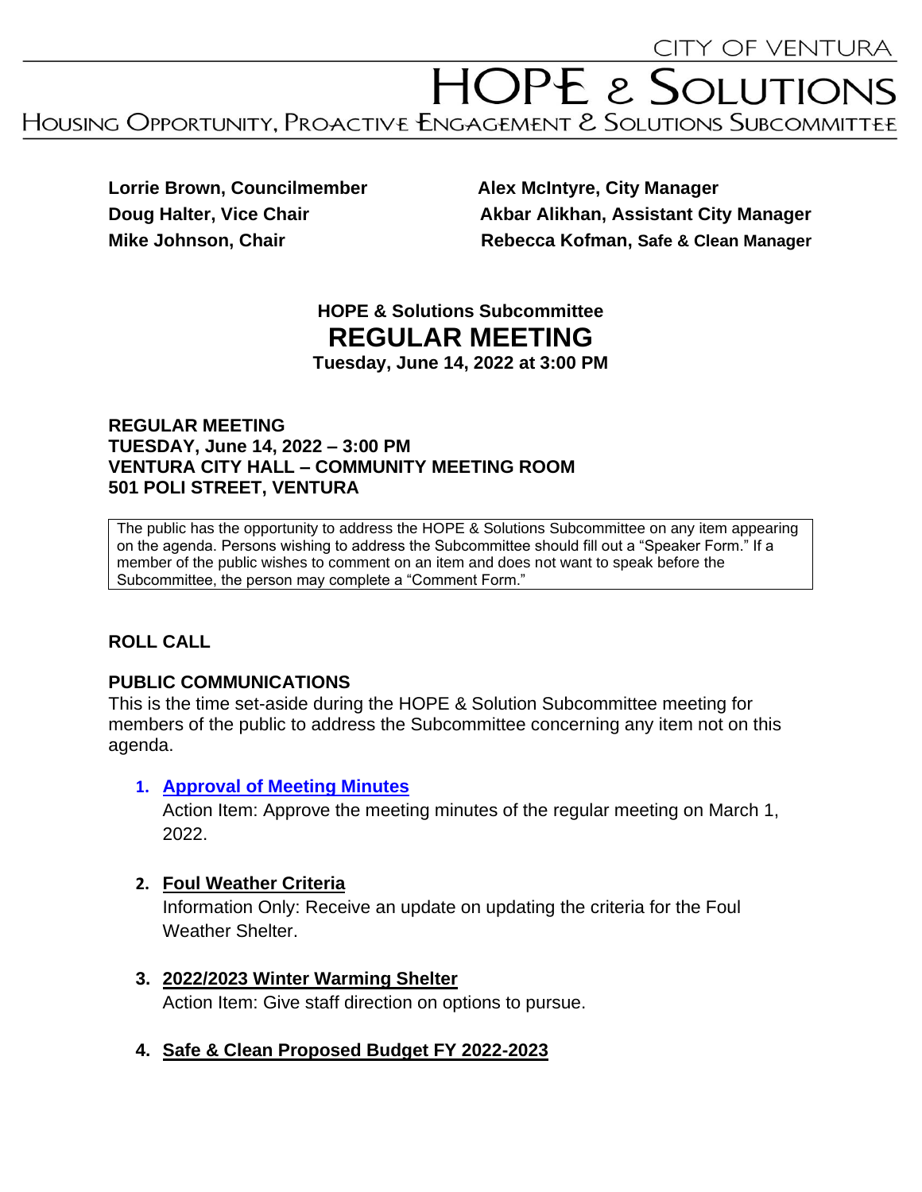CITY OF VENTURA

# HOPE & SOLUTIONS

HOUSING OPPORTUNITY, PROACTIVE ENGAGEMENT & SOLUTIONS SUBCOMMITTEE

**Lorrie Brown, Councilmember**
**Doug Halter, Vice Chair**
**Mike Johnson, Chair**

**Alex McIntyre, City Manager**
**Akbar Alikhan, Assistant City Manager**
**Rebecca Kofman, Safe & Clean Manager**

## HOPE & Solutions Subcommittee
# REGULAR MEETING
**Tuesday, June 14, 2022 at 3:00 PM**

**REGULAR MEETING**
**TUESDAY, June 14, 2022 – 3:00 PM**
**VENTURA CITY HALL – COMMUNITY MEETING ROOM**
**501 POLI STREET, VENTURA**

The public has the opportunity to address the HOPE & Solutions Subcommittee on any item appearing on the agenda. Persons wishing to address the Subcommittee should fill out a "Speaker Form." If a member of the public wishes to comment on an item and does not want to speak before the Subcommittee, the person may complete a "Comment Form."

### ROLL CALL

### PUBLIC COMMUNICATIONS

This is the time set-aside during the HOPE & Solution Subcommittee meeting for members of the public to address the Subcommittee concerning any item not on this agenda.

1. **Approval of Meeting Minutes**
   Action Item: Approve the meeting minutes of the regular meeting on March 1, 2022.

2. **Foul Weather Criteria**
   Information Only: Receive an update on updating the criteria for the Foul Weather Shelter.

3. **2022/2023 Winter Warming Shelter**
   Action Item: Give staff direction on options to pursue.

4. **Safe & Clean Proposed Budget FY 2022-2023**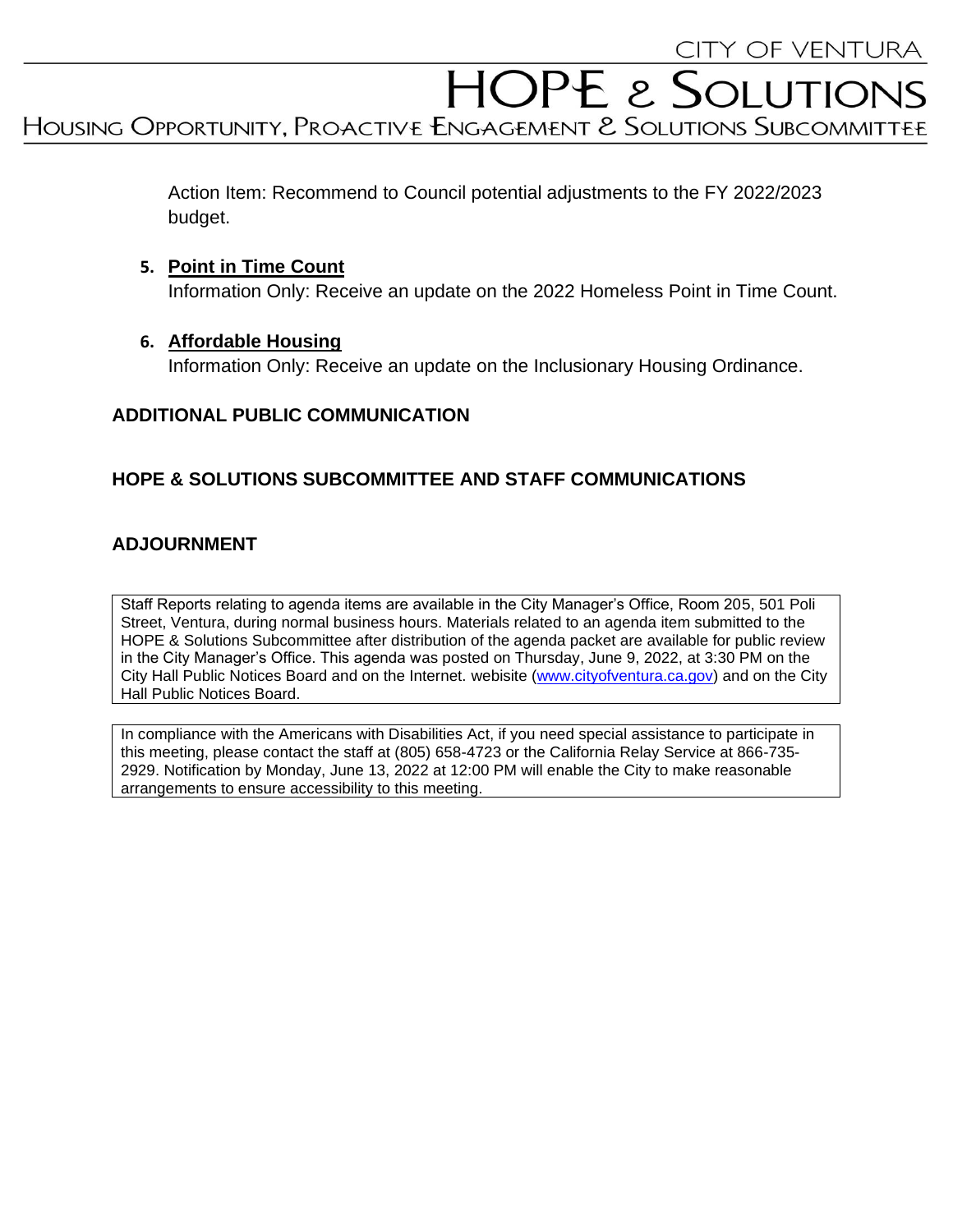Action Item: Recommend to Council potential adjustments to the FY 2022/2023 budget.

5. **Point in Time Count**
   Information Only: Receive an update on the 2022 Homeless Point in Time Count.

6. **Affordable Housing**
   Information Only: Receive an update on the Inclusionary Housing Ordinance.

## ADDITIONAL PUBLIC COMMUNICATION

## HOPE & SOLUTIONS SUBCOMMITTEE AND STAFF COMMUNICATIONS

## ADJOURNMENT

Staff Reports relating to agenda items are available in the City Manager's Office, Room 205, 501 Poli Street, Ventura, during normal business hours. Materials related to an agenda item submitted to the HOPE & Solutions Subcommittee after distribution of the agenda packet are available for public review in the City Manager's Office. This agenda was posted on Thursday, June 9, 2022, at 3:30 PM on the City Hall Public Notices Board and on the Internet. webisite (www.cityofventura.ca.gov) and on the City Hall Public Notices Board.

In compliance with the Americans with Disabilities Act, if you need special assistance to participate in this meeting, please contact the staff at (805) 658-4723 or the California Relay Service at 866-735-2929. Notification by Monday, June 13, 2022 at 12:00 PM will enable the City to make reasonable arrangements to ensure accessibility to this meeting.